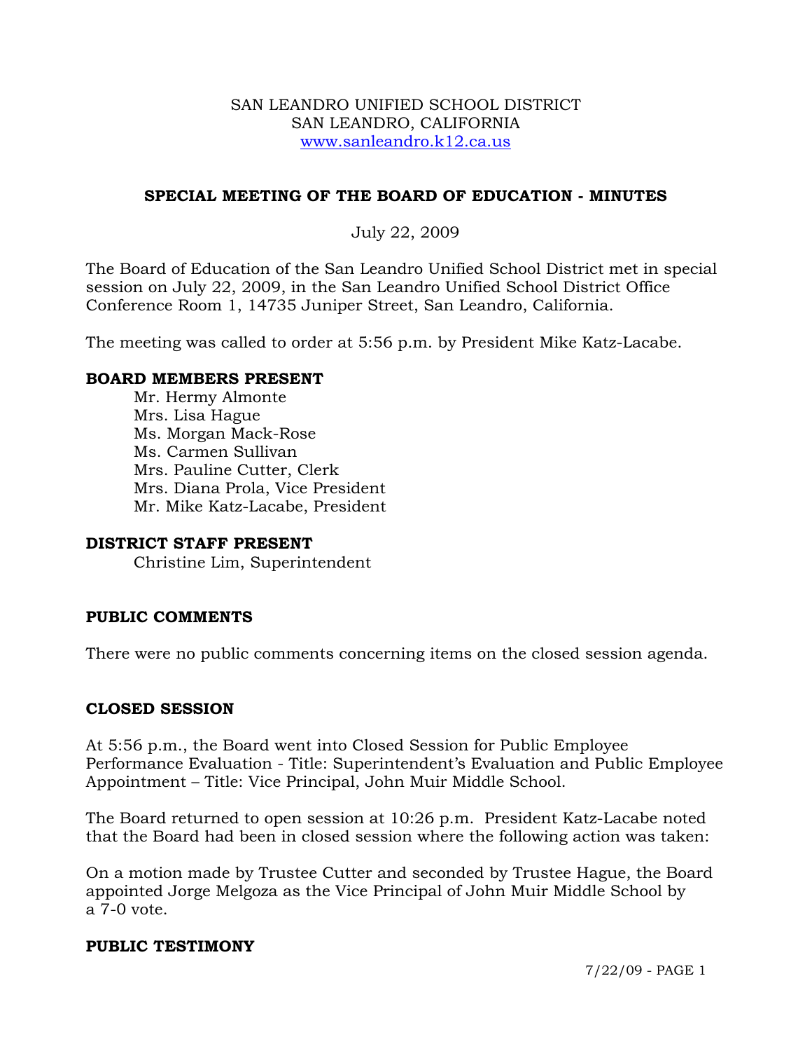SAN LEANDRO UNIFIED SCHOOL DISTRICT
SAN LEANDRO, CALIFORNIA
www.sanleandro.k12.ca.us

## SPECIAL MEETING OF THE BOARD OF EDUCATION - MINUTES

July 22, 2009

The Board of Education of the San Leandro Unified School District met in special session on July 22, 2009, in the San Leandro Unified School District Office Conference Room 1, 14735 Juniper Street, San Leandro, California.

The meeting was called to order at 5:56 p.m. by President Mike Katz-Lacabe.

### BOARD MEMBERS PRESENT

Mr. Hermy Almonte
Mrs. Lisa Hague
Ms. Morgan Mack-Rose
Ms. Carmen Sullivan
Mrs. Pauline Cutter, Clerk
Mrs. Diana Prola, Vice President
Mr. Mike Katz-Lacabe, President

### DISTRICT STAFF PRESENT

Christine Lim, Superintendent

### PUBLIC COMMENTS

There were no public comments concerning items on the closed session agenda.

### CLOSED SESSION

At 5:56 p.m., the Board went into Closed Session for Public Employee Performance Evaluation - Title: Superintendent's Evaluation and Public Employee Appointment – Title: Vice Principal, John Muir Middle School.

The Board returned to open session at 10:26 p.m. President Katz-Lacabe noted that the Board had been in closed session where the following action was taken:

On a motion made by Trustee Cutter and seconded by Trustee Hague, the Board appointed Jorge Melgoza as the Vice Principal of John Muir Middle School by a 7-0 vote.

### PUBLIC TESTIMONY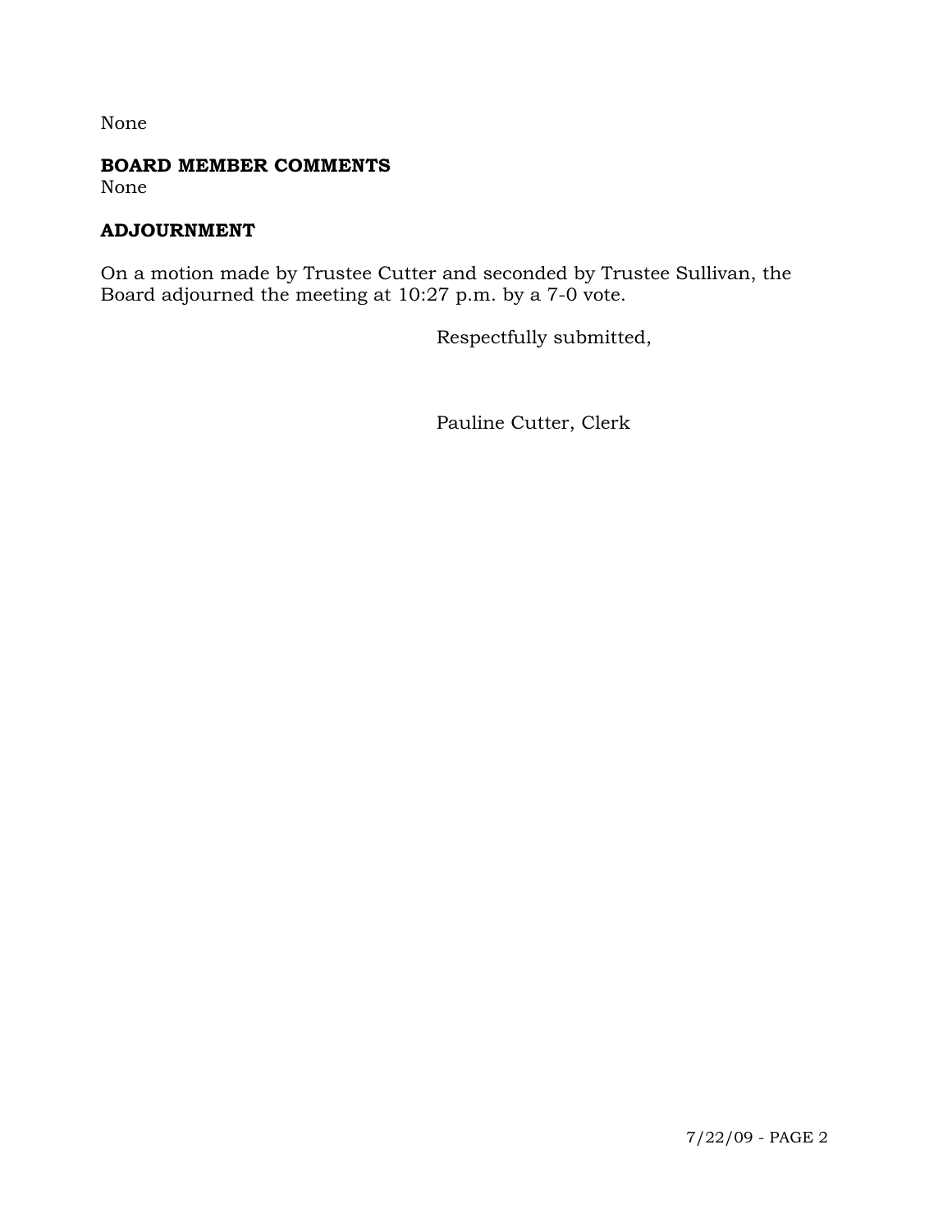None

**BOARD MEMBER COMMENTS**
None

**ADJOURNMENT**

On a motion made by Trustee Cutter and seconded by Trustee Sullivan, the Board adjourned the meeting at 10:27 p.m. by a 7-0 vote.

Respectfully submitted,

Pauline Cutter, Clerk